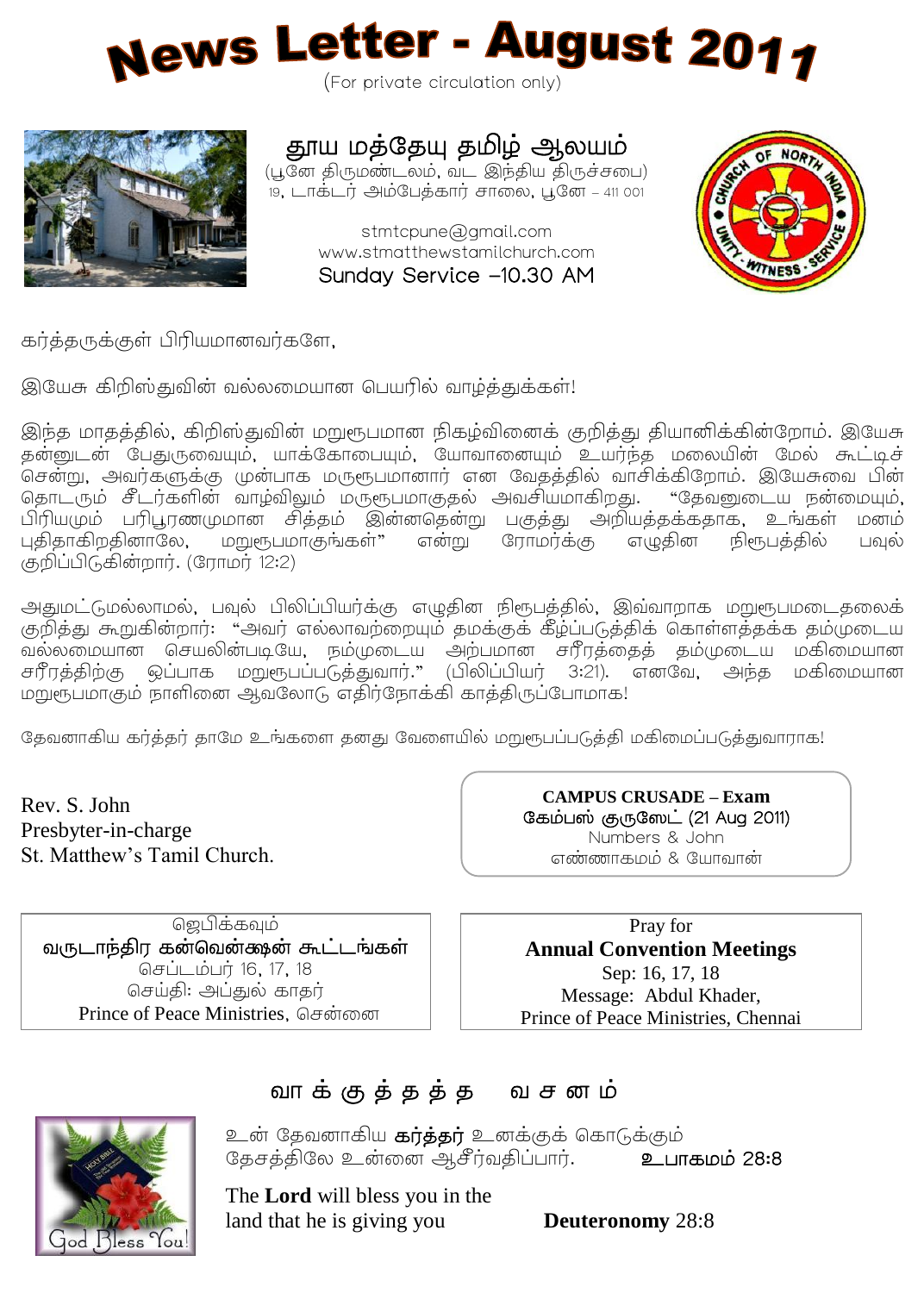# News Letter - August 2011

(For private circulation only)

## தூய மத்தேயு தமிழ் ஆலயம்

(பூனே திருமண்டலம், வட இந்திய திருச்சபை)
19, டாக்டர் அம்பேத்கார் சாலை, பூனே – 411 001

stmtcpune@gmail.com
www.stmatthewstamilchurch.com
Sunday Service –10.30 AM

கர்த்தருக்குள் பிரியமானவர்களே,

இயேசு கிறிஸ்துவின் வல்லமையான பெயரில் வாழ்த்துக்கள்!

இந்த மாதத்தில், கிறிஸ்துவின் மறுரூபமான நிகழ்வினைக் குறித்து தியானிக்கின்றோம். இயேசு தன்னுடன் பேதுருவையும், யாக்கோபையும், யோவானையும் உயர்ந்த மலையின் மேல் கூட்டிச் சென்று, அவர்களுக்கு முன்பாக மருரூபமானார் என வேதத்தில் வாசிக்கிறோம். இயேசுவை பின் தொடரும் சீடர்களின் வாழ்விலும் மருரூபமாகுதல் அவசியமாகிறது. "தேவனுடைய நன்மையும், பிரியமும் பரிபூரணமுமான சித்தம் இன்னதென்று பகுத்து அறியத்தக்கதாக, உங்கள் மனம் புதிதாகிறதினாலே, மறுரூபமாகுங்கள்" என்று ரோமர்க்கு எழுதின நிரூபத்தில் பவுல் குறிப்பிடுகின்றார். (ரோமர் 12:2)

அதுமட்டுமல்லாமல், பவுல் பிலிப்பியர்க்கு எழுதின நிரூபத்தில், இவ்வாறாக மறுரூபமடைதலைக் குறித்து கூறுகின்றார்: "அவர் எல்லாவற்றையும் தமக்குக் கீழ்ப்படுத்திக் கொள்ளத்தக்க தம்முடைய வல்லமையான செயலின்படியே, நம்முடைய அற்பமான சரீரத்தைத் தம்முடைய மகிமையான சரீரத்திற்கு ஒப்பாக மறுரூபப்படுத்துவார்." (பிலிப்பியர் 3:21). எனவே, அந்த மகிமையான மறுரூபமாகும் நாளினை ஆவலோடு எதிர்நோக்கி காத்திருப்போமாக!

தேவனாகிய கர்த்தர் தாமே உங்களை தனது வேளையில் மறுரூபப்படுத்தி மகிமைப்படுத்துவாராக!

Rev. S. John
Presbyter-in-charge
St. Matthew's Tamil Church.

**CAMPUS CRUSADE – Exam**
கேம்பஸ் குருஸேட் (21 Aug 2011)
Numbers & John
எண்ணாகமம் & யோவான்

ஜெபிக்கவும்
**வருடாந்திர கன்வென்ஷன் கூட்டங்கள்**
செப்டம்பர் 16, 17, 18
செய்தி: அப்துல் காதர்
Prince of Peace Ministries, சென்னை

Pray for
**Annual Convention Meetings**
Sep: 16, 17, 18
Message: Abdul Khader,
Prince of Peace Ministries, Chennai

## வாக்குத்தத்த வசனம்

உன் தேவனாகிய **கர்த்தர்** உனக்குக் கொடுக்கும் தேசத்திலே உன்னை ஆசீர்வதிப்பார். **உபாகமம் 28:8**

The **Lord** will bless you in the land that he is giving you **Deuteronomy** 28:8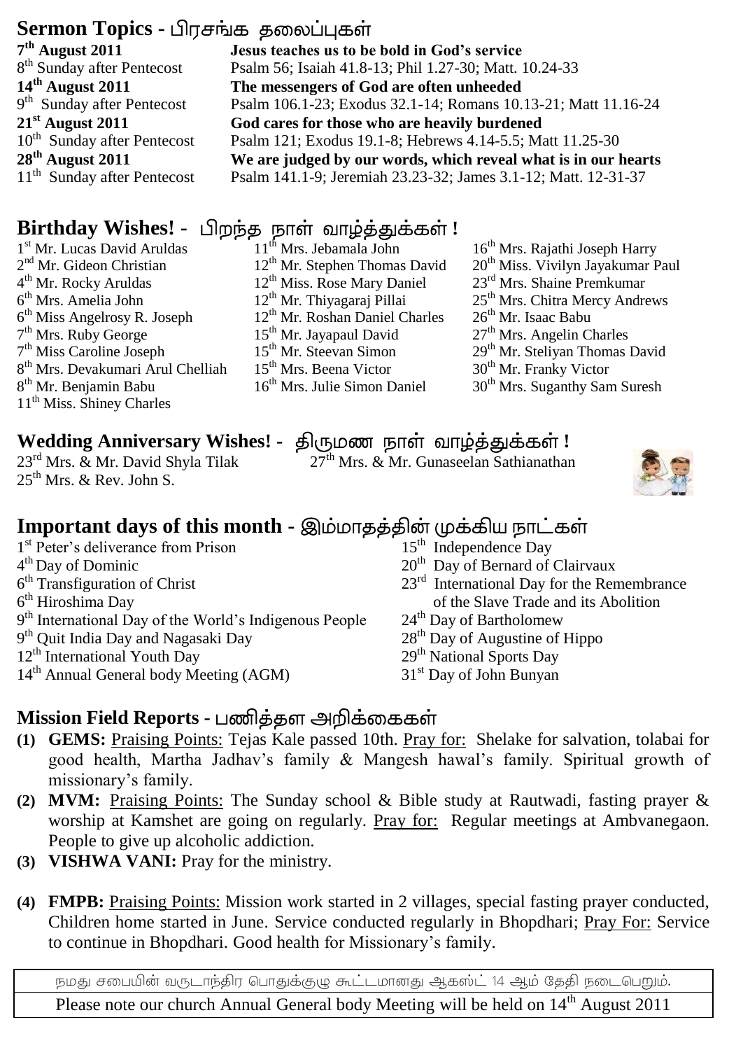## Sermon Topics - பிரசங்க தலைப்புகள்

**7th August 2011** — **Jesus teaches us to be bold in God's service**
8th Sunday after Pentecost — Psalm 56; Isaiah 41.8-13; Phil 1.27-30; Matt. 10.24-33

**14th August 2011** — **The messengers of God are often unheeded**
9th Sunday after Pentecost — Psalm 106.1-23; Exodus 32.1-14; Romans 10.13-21; Matt 11.16-24

**21st August 2011** — **God cares for those who are heavily burdened**
10th Sunday after Pentecost — Psalm 121; Exodus 19.1-8; Hebrews 4.14-5.5; Matt 11.25-30

**28th August 2011** — **We are judged by our words, which reveal what is in our hearts**
11th Sunday after Pentecost — Psalm 141.1-9; Jeremiah 23.23-32; James 3.1-12; Matt. 12-31-37

## Birthday Wishes! - பிறந்த நாள் வாழ்த்துக்கள் !

1st Mr. Lucas David Aruldas
2nd Mr. Gideon Christian
4th Mr. Rocky Aruldas
6th Mrs. Amelia John
6th Miss Angelrosy R. Joseph
7th Mrs. Ruby George
7th Miss Caroline Joseph
8th Mrs. Devakumari Arul Chelliah
8th Mr. Benjamin Babu
11th Miss. Shiney Charles
11th Mrs. Jebamala John
12th Mr. Stephen Thomas David
12th Miss. Rose Mary Daniel
12th Mr. Thiyagaraj Pillai
12th Mr. Roshan Daniel Charles
15th Mr. Jayapaul David
15th Mr. Steevan Simon
15th Mrs. Beena Victor
16th Mrs. Julie Simon Daniel
16th Mrs. Rajathi Joseph Harry
20th Miss. Vivilyn Jayakumar Paul
23rd Mrs. Shaine Premkumar
25th Mrs. Chitra Mercy Andrews
26th Mr. Isaac Babu
27th Mrs. Angelin Charles
29th Mr. Steliyan Thomas David
30th Mr. Franky Victor
30th Mrs. Suganthy Sam Suresh

## Wedding Anniversary Wishes! - திருமண நாள் வாழ்த்துக்கள் !

23rd Mrs. & Mr. David Shyla Tilak
25th Mrs. & Rev. John S.
27th Mrs. & Mr. Gunaseelan Sathianathan

## Important days of this month - இம்மாதத்தின் முக்கிய நாட்கள்

1st Peter's deliverance from Prison
4th Day of Dominic
6th Transfiguration of Christ
6th Hiroshima Day
9th International Day of the World's Indigenous People
9th Quit India Day and Nagasaki Day
12th International Youth Day
14th Annual General body Meeting (AGM)
15th Independence Day
20th Day of Bernard of Clairvaux
23rd International Day for the Remembrance of the Slave Trade and its Abolition
24th Day of Bartholomew
28th Day of Augustine of Hippo
29th National Sports Day
31st Day of John Bunyan

## Mission Field Reports - பணித்தள அறிக்கைகள்

**(1) GEMS:** Praising Points: Tejas Kale passed 10th. Pray for: Shelake for salvation, tolabai for good health, Martha Jadhav's family & Mangesh hawal's family. Spiritual growth of missionary's family.

**(2) MVM:** Praising Points: The Sunday school & Bible study at Rautwadi, fasting prayer & worship at Kamshet are going on regularly. Pray for: Regular meetings at Ambvanegaon. People to give up alcoholic addiction.

**(3) VISHWA VANI:** Pray for the ministry.

**(4) FMPB:** Praising Points: Mission work started in 2 villages, special fasting prayer conducted, Children home started in June. Service conducted regularly in Bhopdhari; Pray For: Service to continue in Bhopdhari. Good health for Missionary's family.

நமது சபையின் வருடாந்திர பொதுக்குழு கூட்டமானது ஆகஸ்ட் 14 ஆம் தேதி நடைபெறும்.

Please note our church Annual General body Meeting will be held on 14th August 2011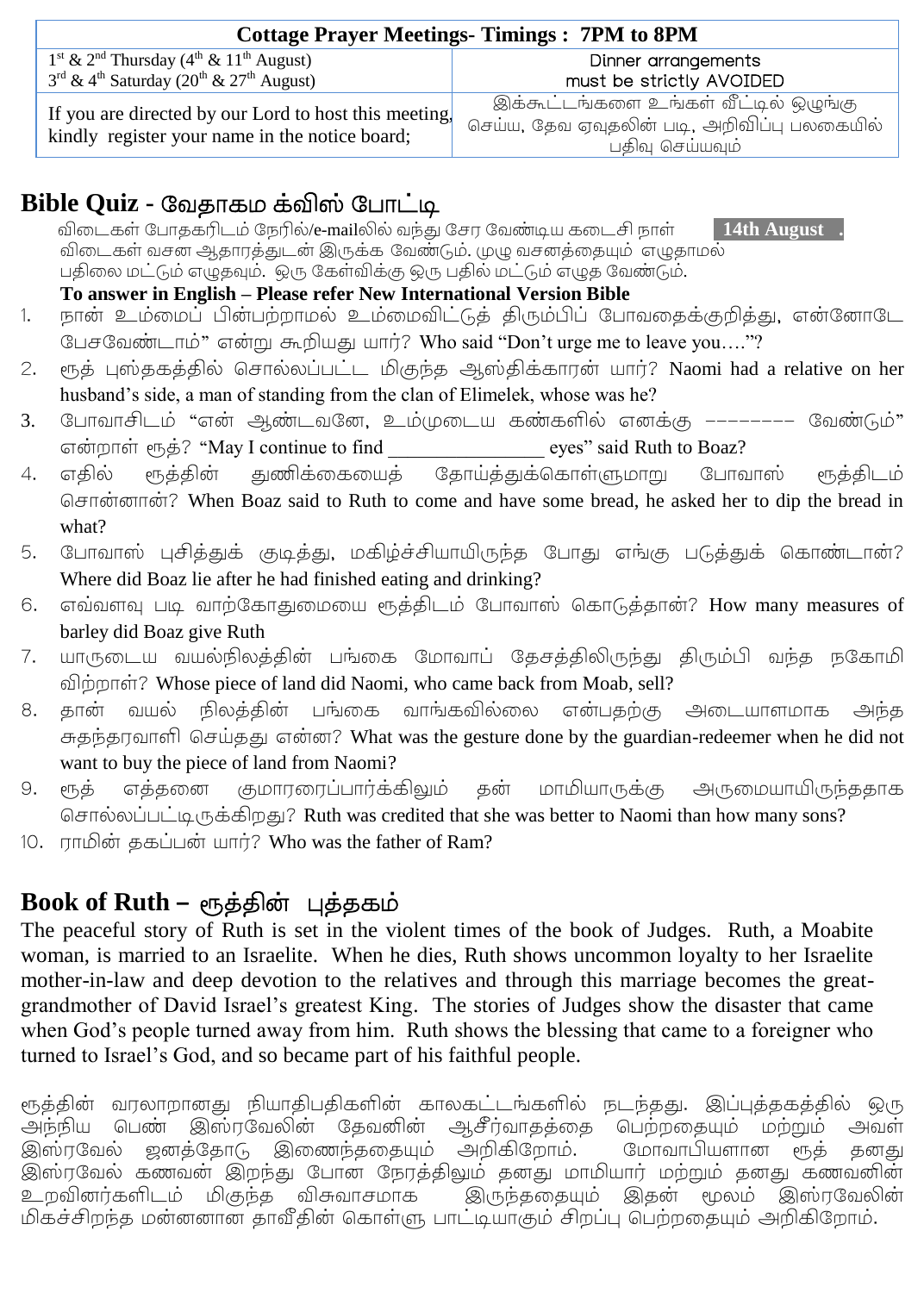| Cottage Prayer Meetings- Timings : 7PM to 8PM | |
|---|---|
| 1st & 2nd Thursday (4th & 11th August)<br>3rd & 4th Saturday (20th & 27th August) | Dinner arrangements must be strictly AVOIDED |
| If you are directed by our Lord to host this meeting, kindly register your name in the notice board; | இக்கூட்டங்களை உங்கள் வீட்டில் ஒழுங்கு செய்ய, தேவ ஏவுதலின் படி, அறிவிப்பு பலகையில் பதிவு செய்யவும் |

## Bible Quiz - வேதாகம க்விஸ் போட்டி

விடைகள் போதகரிடம் நேரில்/e-mailலில் வந்து சேர வேண்டிய கடைசி நாள் **14th August**

விடைகள் வசன ஆதாரத்துடன் இருக்க வேண்டும். முழு வசனத்தையும் எழுதாமல் பதிலை மட்டும் எழுதவும். ஒரு கேள்விக்கு ஒரு பதில் மட்டும் எழுத வேண்டும்.

**To answer in English – Please refer New International Version Bible**

1. நான் உம்மைப் பின்பற்றாமல் உம்மைவிட்டுத் திரும்பிப் போவதைக்குறித்து, என்னோடே பேசவேண்டாம்" என்று கூறியது யார்? Who said "Don't urge me to leave you…."?
2. ரூத் புஸ்தகத்தில் சொல்லப்பட்ட மிகுந்த ஆஸ்திக்காரன் யார்? Naomi had a relative on her husband's side, a man of standing from the clan of Elimelek, whose was he?
3. போவாசிடம் "என் ஆண்டவனே, உம்முடைய கண்களில் எனக்கு -------- வேண்டும்" என்றாள் ரூத்? "May I continue to find _______________ eyes" said Ruth to Boaz?
4. எதில் ரூத்தின் துணிக்கையைத் தோய்த்துக்கொள்ளுமாறு போவாஸ் ரூத்திடம் சொன்னான்? When Boaz said to Ruth to come and have some bread, he asked her to dip the bread in what?
5. போவாஸ் புசித்துக் குடித்து, மகிழ்ச்சியாயிருந்த போது எங்கு படுத்துக் கொண்டான்? Where did Boaz lie after he had finished eating and drinking?
6. எவ்வளவு படி வாற்கோதுமையை ரூத்திடம் போவாஸ் கொடுத்தான்? How many measures of barley did Boaz give Ruth
7. யாருடைய வயல்நிலத்தின் பங்கை மோவாப் தேசத்திலிருந்து திரும்பி வந்த நகோமி விற்றாள்? Whose piece of land did Naomi, who came back from Moab, sell?
8. தான் வயல் நிலத்தின் பங்கை வாங்கவில்லை என்பதற்கு அடையாளமாக அந்த சுதந்தரவாளி செய்தது என்ன? What was the gesture done by the guardian-redeemer when he did not want to buy the piece of land from Naomi?
9. ரூத் எத்தனை குமாரரைப்பார்க்கிலும் தன் மாமியாருக்கு அருமையாயிருந்ததாக சொல்லப்பட்டிருக்கிறது? Ruth was credited that she was better to Naomi than how many sons?
10. ராமின் தகப்பன் யார்? Who was the father of Ram?

## Book of Ruth – ரூத்தின் புத்தகம்

The peaceful story of Ruth is set in the violent times of the book of Judges. Ruth, a Moabite woman, is married to an Israelite. When he dies, Ruth shows uncommon loyalty to her Israelite mother-in-law and deep devotion to the relatives and through this marriage becomes the great-grandmother of David Israel's greatest King. The stories of Judges show the disaster that came when God's people turned away from him. Ruth shows the blessing that came to a foreigner who turned to Israel's God, and so became part of his faithful people.

ரூத்தின் வரலாறானது நியாதிபதிகளின் காலகட்டங்களில் நடந்தது. இப்புத்தகத்தில் ஒரு அந்நிய பெண் இஸ்ரவேலின் தேவனின் ஆசீர்வாதத்தை பெற்றதையும் மற்றும் அவள் இஸ்ரவேல் ஜனத்தோடு இணைந்ததையும் அறிகிறோம். மோவாபியளான ரூத் தனது இஸ்ரவேல் கணவன் இறந்து போன நேரத்திலும் தனது மாமியார் மற்றும் தனது கணவனின் உறவினர்களிடம் மிகுந்த விசுவாசமாக இருந்ததையும் இதன் மூலம் இஸ்ரவேலின் மிகச்சிறந்த மன்னனான தாவீதின் கொள்ளு பாட்டியாகும் சிறப்பு பெற்றதையும் அறிகிறோம்.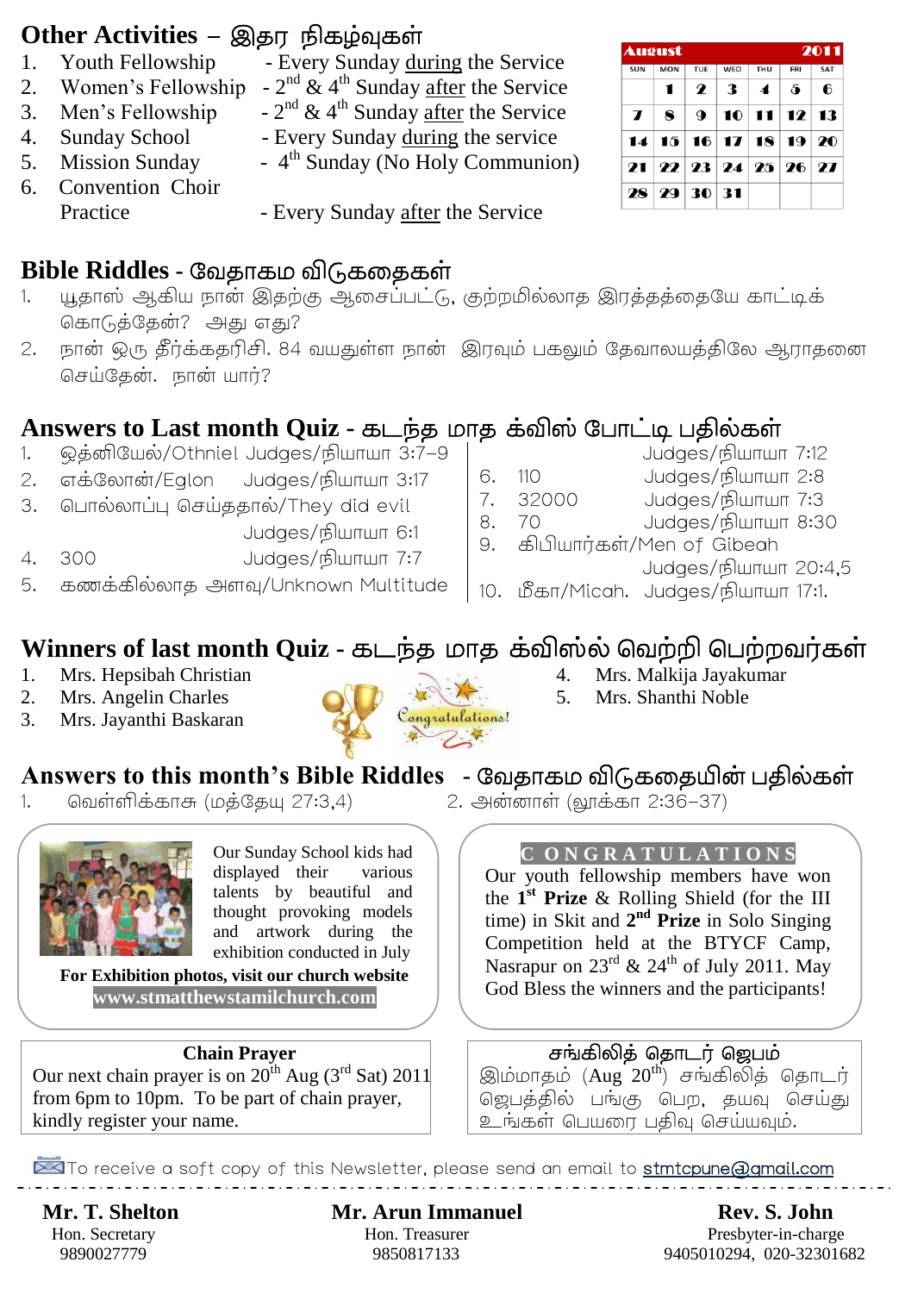## Other Activities – இதர நிகழ்வுகள்

1. Youth Fellowship - Every Sunday during the Service
2. Women's Fellowship - 2nd & 4th Sunday after the Service
3. Men's Fellowship - 2nd & 4th Sunday after the Service
4. Sunday School - Every Sunday during the service
5. Mission Sunday - 4th Sunday (No Holy Communion)
6. Convention Choir Practice - Every Sunday after the Service

| August | | | | | | 2011 |
|---|---|---|---|---|---|---|
| SUN | MON | TUE | WED | THU | FRI | SAT |
| | 1 | 2 | 3 | 4 | 5 | 6 |
| 7 | 8 | 9 | 10 | 11 | 12 | 13 |
| 14 | 15 | 16 | 17 | 18 | 19 | 20 |
| 21 | 22 | 23 | 24 | 25 | 26 | 27 |
| 28 | 29 | 30 | 31 | | | |

## Bible Riddles - வேதாகம விடுகதைகள்

1. யூதாஸ் ஆகிய நான் இதற்கு ஆசைப்பட்டு, குற்றமில்லாத இரத்தத்தையே காட்டிக் கொடுத்தேன்? அது எது?
2. நான் ஒரு தீர்க்கதரிசி. 84 வயதுள்ள நான் இரவும் பகலும் தேவாலயத்திலே ஆராதனை செய்தேன். நான் யார்?

## Answers to Last month Quiz - கடந்த மாத க்விஸ் போட்டி பதில்கள்

1. ஒத்னியேல்/Othniel Judges/நியாயா 3:7-9
2. எக்லோன்/Eglon Judges/நியாயா 3:17
3. பொல்லாப்பு செய்ததால்/They did evil Judges/நியாயா 6:1
4. 300 Judges/நியாயா 7:7
5. கணக்கில்லாத அளவு/Unknown Multitude Judges/நியாயா 7:12
6. 110 Judges/நியாயா 2:8
7. 32000 Judges/நியாயா 7:3
8. 70 Judges/நியாயா 8:30
9. கிபியார்கள்/Men of Gibeah Judges/நியாயா 20:4,5
10. மீகா/Micah. Judges/நியாயா 17:1.

## Winners of last month Quiz - கடந்த மாத க்விஸ்ல் வெற்றி பெற்றவர்கள்

1. Mrs. Hepsibah Christian
2. Mrs. Angelin Charles
3. Mrs. Jayanthi Baskaran
4. Mrs. Malkija Jayakumar
5. Mrs. Shanthi Noble

Congratulations!

## Answers to this month's Bible Riddles - வேதாகம விடுகதையின் பதில்கள்

1. வெள்ளிக்காசு (மத்தேயு 27:3,4)
2. அன்னாள் (லூக்கா 2:36-37)

Our Sunday School kids had displayed their various talents by beautiful and thought provoking models and artwork during the exhibition conducted in July

**For Exhibition photos, visit our church website**
**www.stmatthewstamilchurch.com**

**CONGRATULATIONS**

Our youth fellowship members have won the 1st **Prize** & Rolling Shield (for the III time) in Skit and 2nd **Prize** in Solo Singing Competition held at the BTYCF Camp, Nasrapur on 23rd & 24th of July 2011. May God Bless the winners and the participants!

**Chain Prayer**

Our next chain prayer is on 20th Aug (3rd Sat) 2011 from 6pm to 10pm. To be part of chain prayer, kindly register your name.

**சங்கிலித் தொடர் ஜெபம்**

இம்மாதம் (Aug 20th) சங்கிலித் தொடர் ஜெபத்தில் பங்கு பெற, தயவு செய்து உங்கள் பெயரை பதிவு செய்யவும்.

To receive a soft copy of this Newsletter, please send an email to stmtcpune@gmail.com

**Mr. T. Shelton**
Hon. Secretary
9890027779

**Mr. Arun Immanuel**
Hon. Treasurer
9850817133

**Rev. S. John**
Presbyter-in-charge
9405010294, 020-32301682